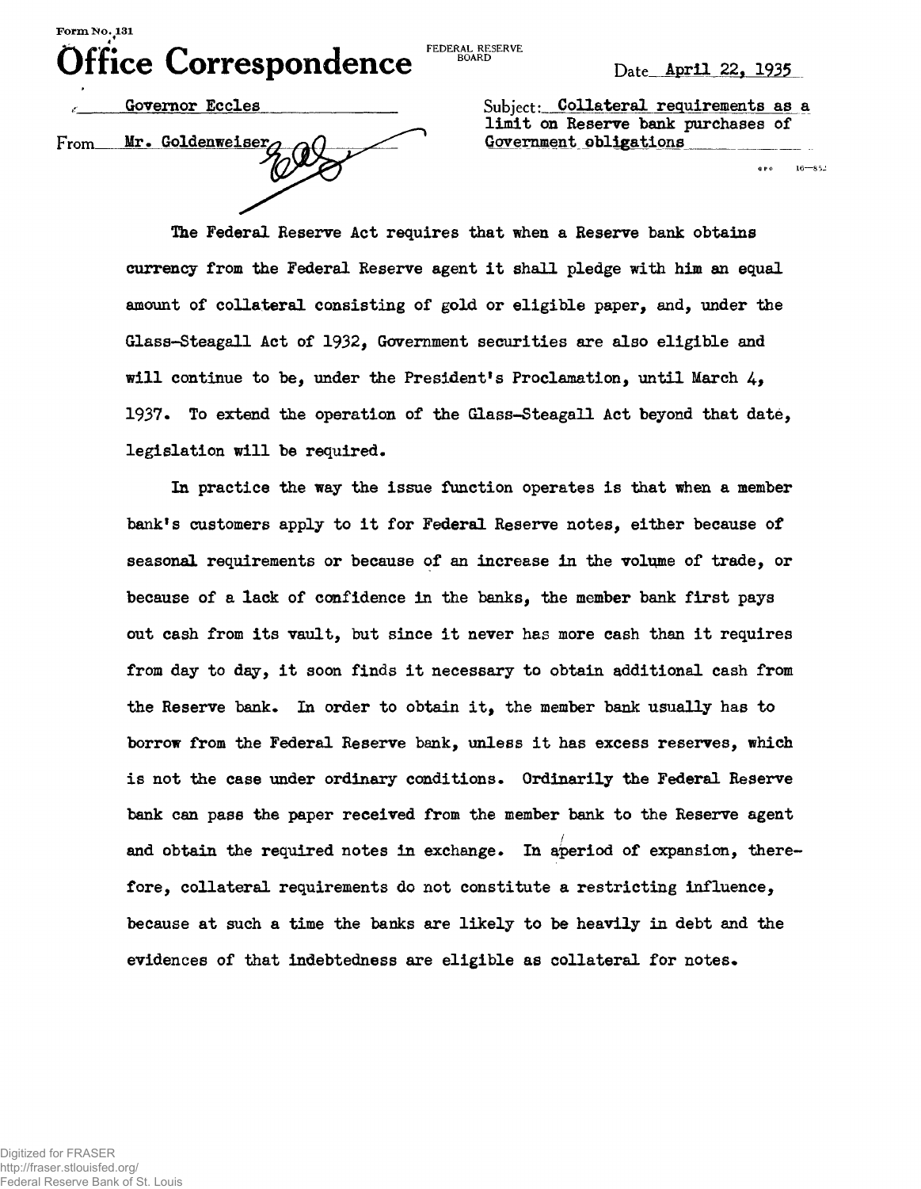Form No. 131

# Office Correspondence

FEDERAL RESERVE BOARD

Date April 22, 1935

To Governor Eccles

From Mr. Goldenweiser

Subject: Collateral requirements as a limit on Reserve bank purchases of Government obligations

The Federal Reserve Act requires that when a Reserve bank obtains currency from the Federal Reserve agent it shall pledge with him an equal amount of collateral consisting of gold or eligible paper, and, under the Glass-Steagall Act of 1932, Government securities are also eligible and will continue to be, under the President's Proclamation, until March 4, 1937. To extend the operation of the Glass-Steagall Act beyond that date, legislation will be required.

In practice the way the issue function operates is that when a member bank's customers apply to it for Federal Reserve notes, either because of seasonal requirements or because of an increase in the volume of trade, or because of a lack of confidence in the banks, the member bank first pays out cash from its vault, but since it never has more cash than it requires from day to day, it soon finds it necessary to obtain additional cash from the Reserve bank. In order to obtain it, the member bank usually has to borrow from the Federal Reserve bank, unless it has excess reserves, which is not the case under ordinary conditions. Ordinarily the Federal Reserve bank can pass the paper received from the member bank to the Reserve agent and obtain the required notes in exchange. In a period of expansion, therefore, collateral requirements do not constitute a restricting influence, because at such a time the banks are likely to be heavily in debt and the evidences of that indebtedness are eligible as collateral for notes.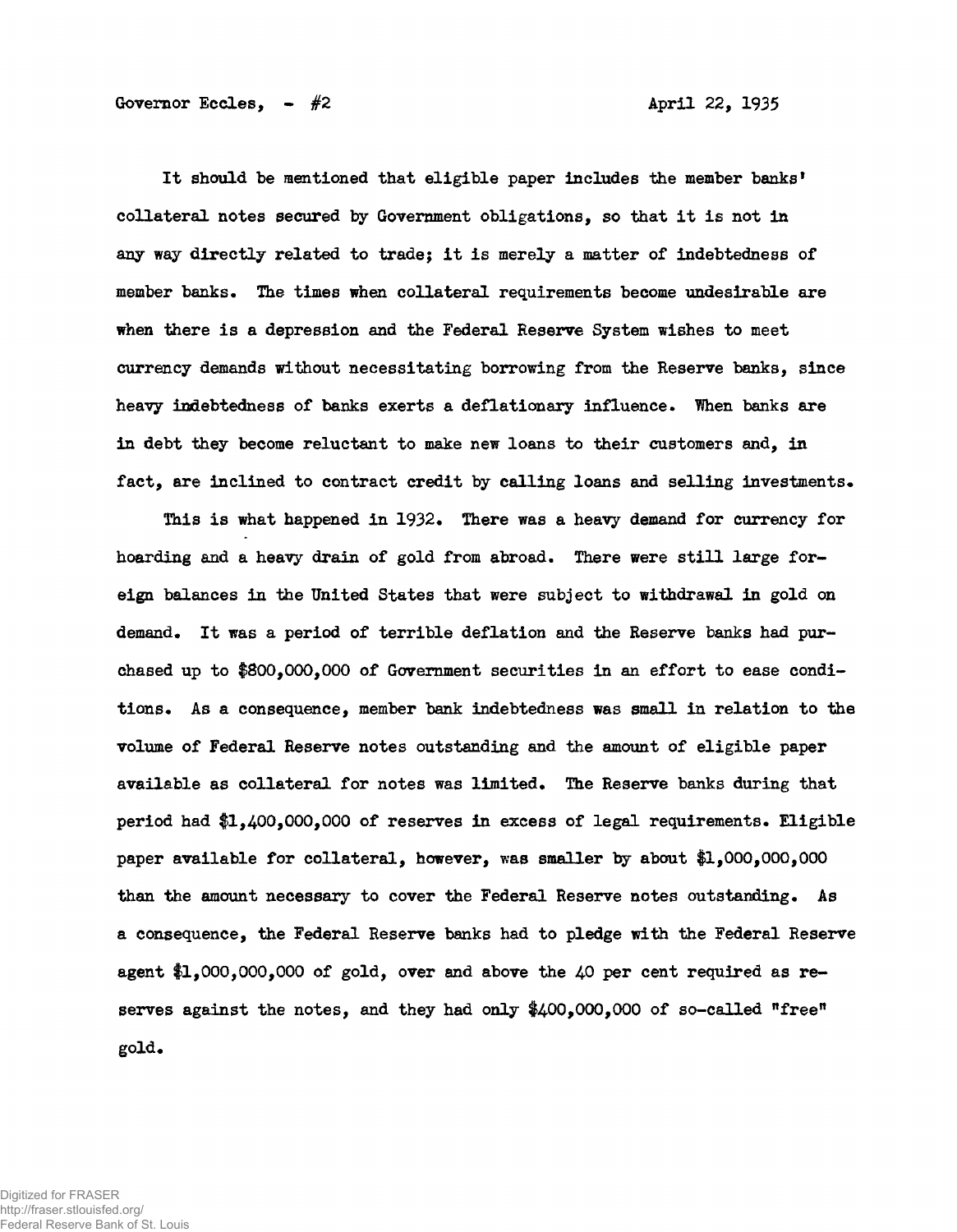It should be mentioned that eligible paper includes the member banks' collateral notes secured by Government obligations, so that it is not in any way directly related to trade; it is merely a matter of indebtedness of member banks. The times when collateral requirements become undesirable are when there is a depression and the Federal Reserve System wishes to meet currency demands without necessitating borrowing from the Reserve banks, since heavy indebtedness of banks exerts a deflationary influence. When banks are in debt they become reluctant to make new loans to their customers and, in fact, are inclined to contract credit by calling loans and selling investments.

This is what happened in 1932. There was a heavy demand for currency for hoarding and a heavy drain of gold from abroad. There were still large foreign balances in the United States that were subject to withdrawal in gold on demand. It was a period of terrible deflation and the Reserve banks had purchased up to $800,000,000 of Government securities in an effort to ease conditions. As a consequence, member bank indebtedness was small in relation to the volume of Federal Reserve notes outstanding and the amount of eligible paper available as collateral for notes was limited. The Reserve banks during that period had $1,400,000,000 of reserves in excess of legal requirements. Eligible paper available for collateral, however, was smaller by about $1,000,000,000 than the amount necessary to cover the Federal Reserve notes outstanding. As a consequence, the Federal Reserve banks had to pledge with the Federal Reserve agent $1,000,000,000 of gold, over and above the 40 per cent required as reserves against the notes, and they had only $400,000,000 of so-called "free" gold.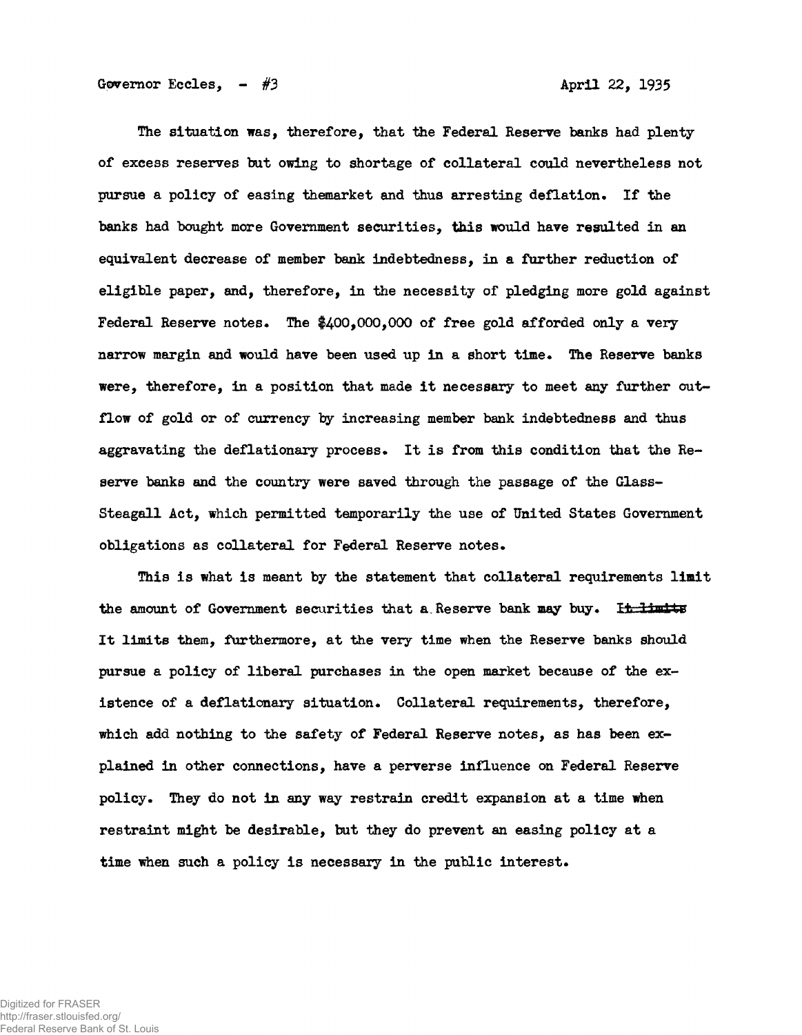The situation was, therefore, that the Federal Reserve banks had plenty of excess reserves but owing to shortage of collateral could nevertheless not pursue a policy of easing themarket and thus arresting deflation. If the banks had bought more Government securities, this would have resulted in an equivalent decrease of member bank indebtedness, in a further reduction of eligible paper, and, therefore, in the necessity of pledging more gold against Federal Reserve notes. The $400,000,000 of free gold afforded only a very narrow margin and would have been used up in a short time. The Reserve banks were, therefore, in a position that made it necessary to meet any further outflow of gold or of currency by increasing member bank indebtedness and thus aggravating the deflationary process. It is from this condition that the Reserve banks and the country were saved through the passage of the Glass-Steagall Act, which permitted temporarily the use of United States Government obligations as collateral for Federal Reserve notes.

This is what is meant by the statement that collateral requirements limit the amount of Government securities that a Reserve bank may buy. ~~It limits~~ It limits them, furthermore, at the very time when the Reserve banks should pursue a policy of liberal purchases in the open market because of the existence of a deflationary situation. Collateral requirements, therefore, which add nothing to the safety of Federal Reserve notes, as has been explained in other connections, have a perverse influence on Federal Reserve policy. They do not in any way restrain credit expansion at a time when restraint might be desirable, but they do prevent an easing policy at a time when such a policy is necessary in the public interest.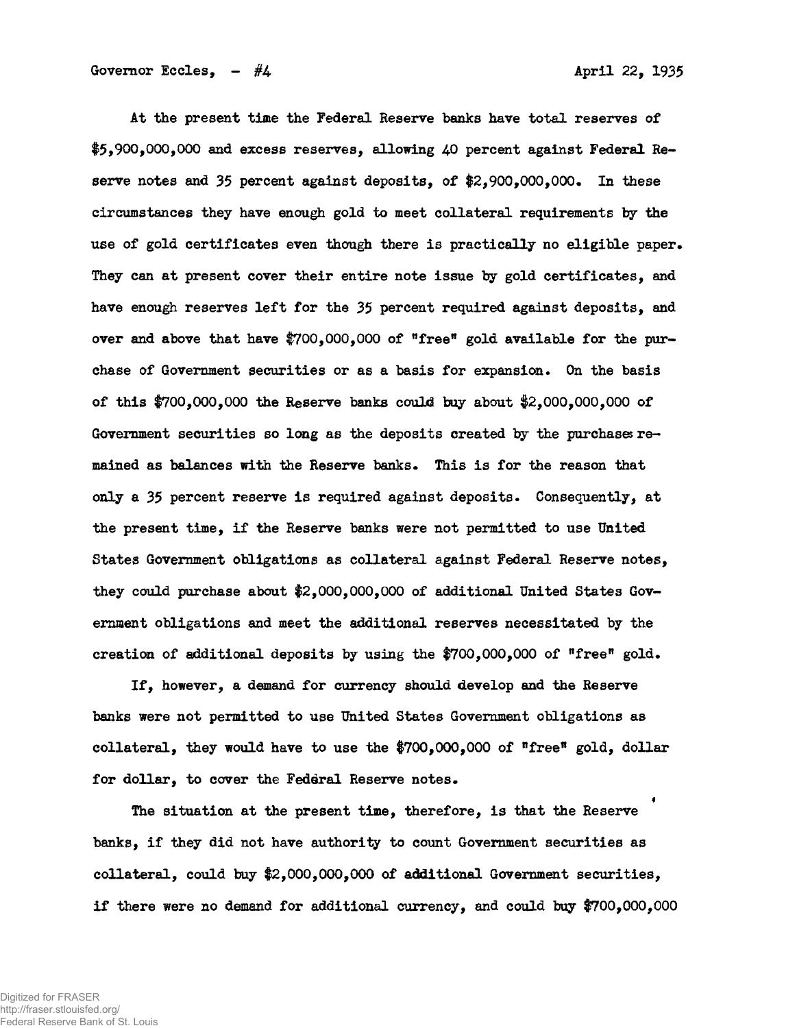At the present time the Federal Reserve banks have total reserves of $5,900,000,000 and excess reserves, allowing 40 percent against Federal Reserve notes and 35 percent against deposits, of $2,900,000,000. In these circumstances they have enough gold to meet collateral requirements by the use of gold certificates even though there is practically no eligible paper. They can at present cover their entire note issue by gold certificates, and have enough reserves left for the 35 percent required against deposits, and over and above that have $700,000,000 of "free" gold available for the purchase of Government securities or as a basis for expansion. On the basis of this $700,000,000 the Reserve banks could buy about $2,000,000,000 of Government securities so long as the deposits created by the purchases remained as balances with the Reserve banks. This is for the reason that only a 35 percent reserve is required against deposits. Consequently, at the present time, if the Reserve banks were not permitted to use United States Government obligations as collateral against Federal Reserve notes, they could purchase about $2,000,000,000 of additional United States Government obligations and meet the additional reserves necessitated by the creation of additional deposits by using the $700,000,000 of "free" gold.

If, however, a demand for currency should develop and the Reserve banks were not permitted to use United States Government obligations as collateral, they would have to use the $700,000,000 of "free" gold, dollar for dollar, to cover the Federal Reserve notes.

The situation at the present time, therefore, is that the Reserve banks, if they did not have authority to count Government securities as collateral, could buy $2,000,000,000 of additional Government securities, if there were no demand for additional currency, and could buy $700,000,000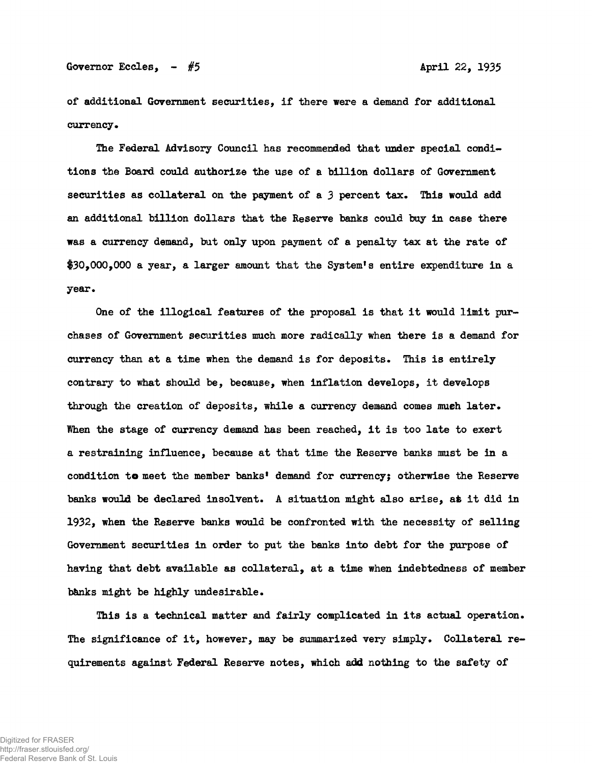of additional Government securities, if there were a demand for additional currency.

The Federal Advisory Council has recommended that under special conditions the Board could authorize the use of a billion dollars of Government securities as collateral on the payment of a 3 percent tax. This would add an additional billion dollars that the Reserve banks could buy in case there was a currency demand, but only upon payment of a penalty tax at the rate of $30,000,000 a year, a larger amount that the System's entire expenditure in a year.

One of the illogical features of the proposal is that it would limit purchases of Government securities much more radically when there is a demand for currency than at a time when the demand is for deposits. This is entirely contrary to what should be, because, when inflation develops, it develops through the creation of deposits, while a currency demand comes much later. When the stage of currency demand has been reached, it is too late to exert a restraining influence, because at that time the Reserve banks must be in a condition to meet the member banks' demand for currency; otherwise the Reserve banks would be declared insolvent. A situation might also arise, as it did in 1932, when the Reserve banks would be confronted with the necessity of selling Government securities in order to put the banks into debt for the purpose of having that debt available as collateral, at a time when indebtedness of member banks might be highly undesirable.

This is a technical matter and fairly complicated in its actual operation. The significance of it, however, may be summarized very simply. Collateral requirements against Federal Reserve notes, which add nothing to the safety of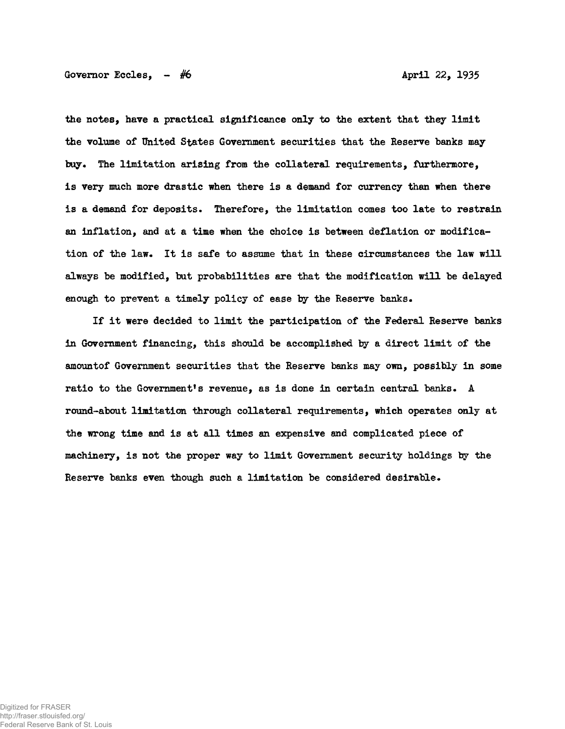the notes, have a practical significance only to the extent that they limit the volume of United States Government securities that the Reserve banks may buy. The limitation arising from the collateral requirements, furthermore, is very much more drastic when there is a demand for currency than when there is a demand for deposits. Therefore, the limitation comes too late to restrain an inflation, and at a time when the choice is between deflation or modification of the law. It is safe to assume that in these circumstances the law will always be modified, but probabilities are that the modification will be delayed enough to prevent a timely policy of ease by the Reserve banks.

If it were decided to limit the participation of the Federal Reserve banks in Government financing, this should be accomplished by a direct limit of the amountof Government securities that the Reserve banks may own, possibly in some ratio to the Government's revenue, as is done in certain central banks. A round-about limitation through collateral requirements, which operates only at the wrong time and is at all times an expensive and complicated piece of machinery, is not the proper way to limit Government security holdings by the Reserve banks even though such a limitation be considered desirable.